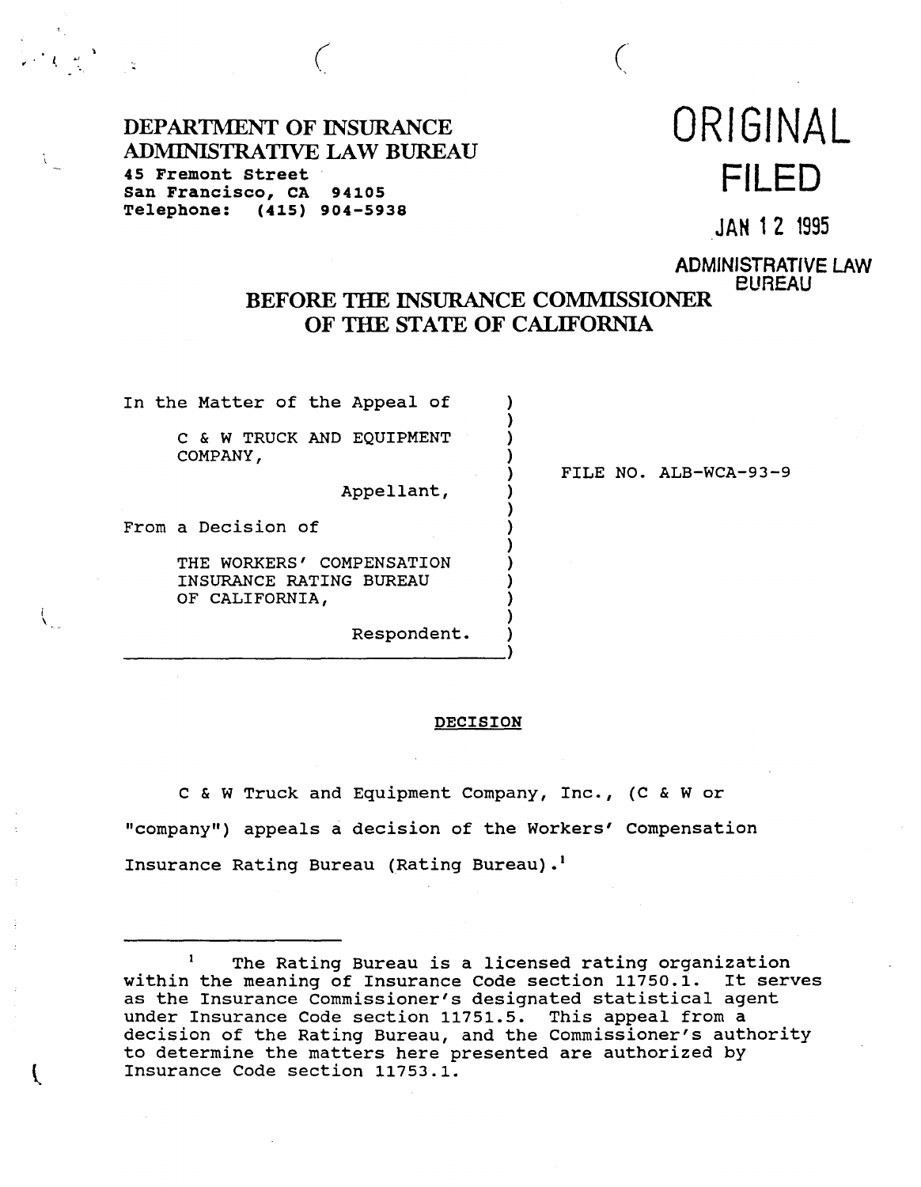DEPARTMENT OF INSURANCE
ADMINISTRATIVE LAW BUREAU
45 Fremont Street
San Francisco, CA 94105
Telephone: (415) 904-5938

ORIGINAL
FILED
JAN 12 1995
ADMINISTRATIVE LAW BUREAU

## BEFORE THE INSURANCE COMMISSIONER OF THE STATE OF CALIFORNIA

In the Matter of the Appeal of

C & W TRUCK AND EQUIPMENT COMPANY,

Appellant,

From a Decision of

THE WORKERS' COMPENSATION INSURANCE RATING BUREAU OF CALIFORNIA,

Respondent.

FILE NO. ALB-WCA-93-9

### DECISION

C & W Truck and Equipment Company, Inc., (C & W or "company") appeals a decision of the Workers' Compensation Insurance Rating Bureau (Rating Bureau).[1]

---

[1] The Rating Bureau is a licensed rating organization within the meaning of Insurance Code section 11750.1. It serves as the Insurance Commissioner's designated statistical agent under Insurance Code section 11751.5. This appeal from a decision of the Rating Bureau, and the Commissioner's authority to determine the matters here presented are authorized by Insurance Code section 11753.1.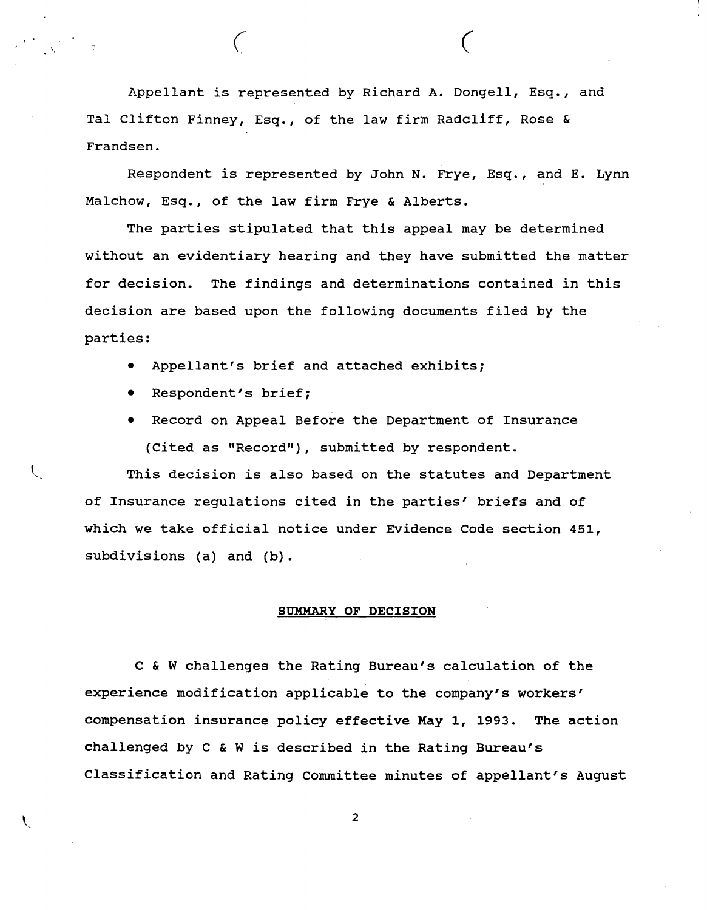Appellant is represented by Richard A. Dongell, Esq., and Tal Clifton Finney, Esq., of the law firm Radcliff, Rose & Frandsen.

Respondent is represented by John N. Frye, Esq., and E. Lynn Malchow, Esq., of the law firm Frye & Alberts.

The parties stipulated that this appeal may be determined without an evidentiary hearing and they have submitted the matter for decision. The findings and determinations contained in this decision are based upon the following documents filed by the parties:

- Appellant's brief and attached exhibits;
- Respondent's brief;
- Record on Appeal Before the Department of Insurance (Cited as "Record"), submitted by respondent.

This decision is also based on the statutes and Department of Insurance regulations cited in the parties' briefs and of which we take official notice under Evidence Code section 451, subdivisions (a) and (b).

## SUMMARY OF DECISION

C & W challenges the Rating Bureau's calculation of the experience modification applicable to the company's workers' compensation insurance policy effective May 1, 1993. The action challenged by C & W is described in the Rating Bureau's Classification and Rating Committee minutes of appellant's August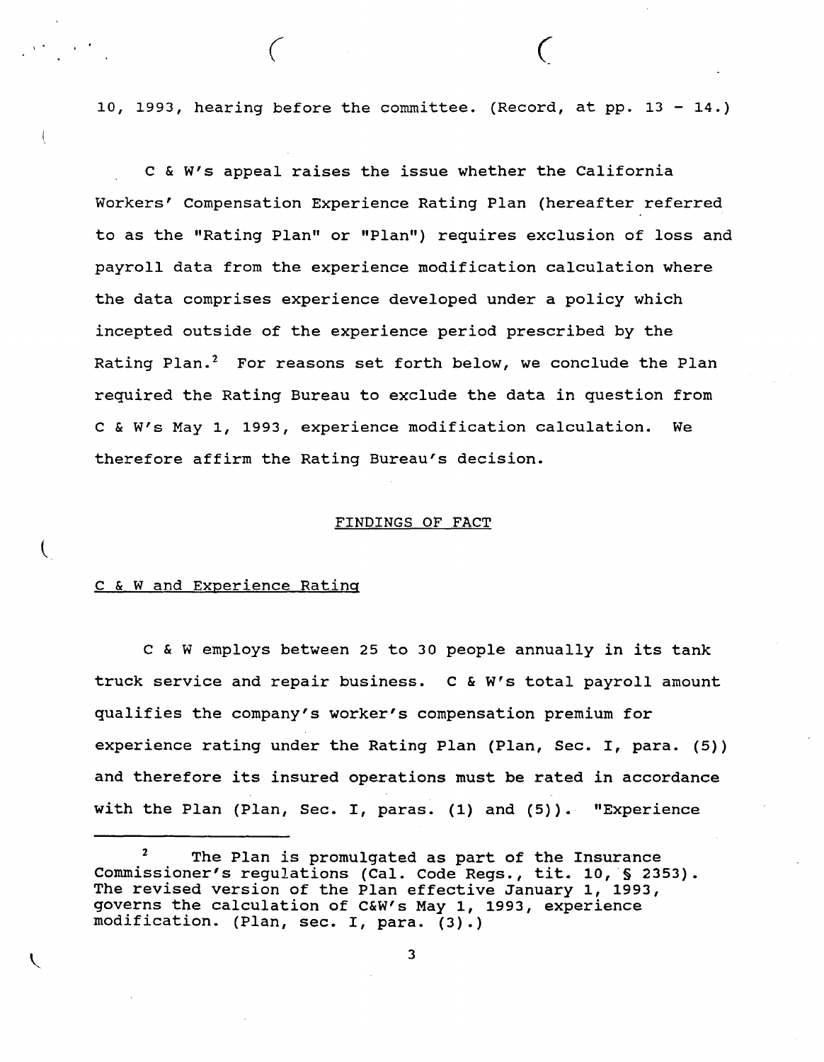10, 1993, hearing before the committee. (Record, at pp. 13 - 14.)

C & W's appeal raises the issue whether the California Workers' Compensation Experience Rating Plan (hereafter referred to as the "Rating Plan" or "Plan") requires exclusion of loss and payroll data from the experience modification calculation where the data comprises experience developed under a policy which incepted outside of the experience period prescribed by the Rating Plan.[2] For reasons set forth below, we conclude the Plan required the Rating Bureau to exclude the data in question from C & W's May 1, 1993, experience modification calculation. We therefore affirm the Rating Bureau's decision.

## FINDINGS OF FACT

### C & W and Experience Rating

C & W employs between 25 to 30 people annually in its tank truck service and repair business. C & W's total payroll amount qualifies the company's worker's compensation premium for experience rating under the Rating Plan (Plan, Sec. I, para. (5)) and therefore its insured operations must be rated in accordance with the Plan (Plan, Sec. I, paras. (1) and (5)). "Experience

---

[2] The Plan is promulgated as part of the Insurance Commissioner's regulations (Cal. Code Regs., tit. 10, § 2353). The revised version of the Plan effective January 1, 1993, governs the calculation of C&W's May 1, 1993, experience modification. (Plan, sec. I, para. (3).)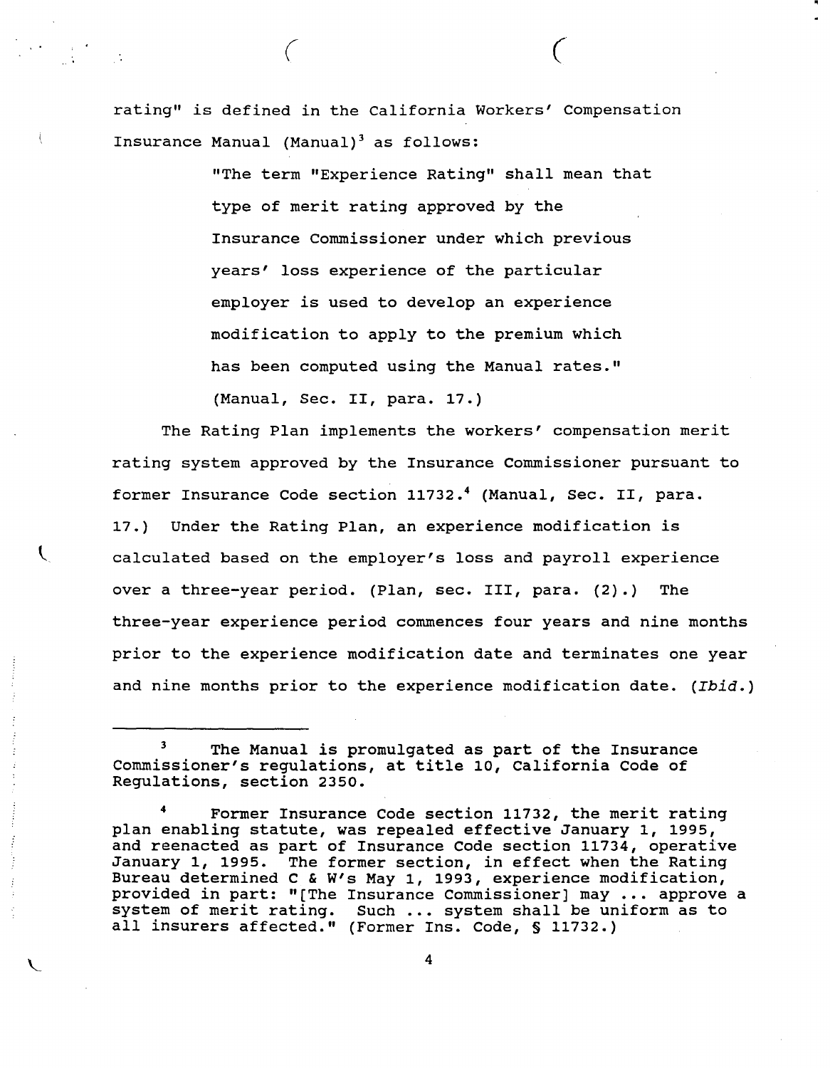rating" is defined in the California Workers' Compensation Insurance Manual (Manual)[3] as follows:

> "The term "Experience Rating" shall mean that type of merit rating approved by the Insurance Commissioner under which previous years' loss experience of the particular employer is used to develop an experience modification to apply to the premium which has been computed using the Manual rates." (Manual, Sec. II, para. 17.)

The Rating Plan implements the workers' compensation merit rating system approved by the Insurance Commissioner pursuant to former Insurance Code section 11732.[4] (Manual, Sec. II, para. 17.) Under the Rating Plan, an experience modification is calculated based on the employer's loss and payroll experience over a three-year period. (Plan, sec. III, para. (2).) The three-year experience period commences four years and nine months prior to the experience modification date and terminates one year and nine months prior to the experience modification date. (*Ibid.*)

---

[3] The Manual is promulgated as part of the Insurance Commissioner's regulations, at title 10, California Code of Regulations, section 2350.

[4] Former Insurance Code section 11732, the merit rating plan enabling statute, was repealed effective January 1, 1995, and reenacted as part of Insurance Code section 11734, operative January 1, 1995. The former section, in effect when the Rating Bureau determined C & W's May 1, 1993, experience modification, provided in part: "[The Insurance Commissioner] may ... approve a system of merit rating. Such ... system shall be uniform as to all insurers affected." (Former Ins. Code, § 11732.)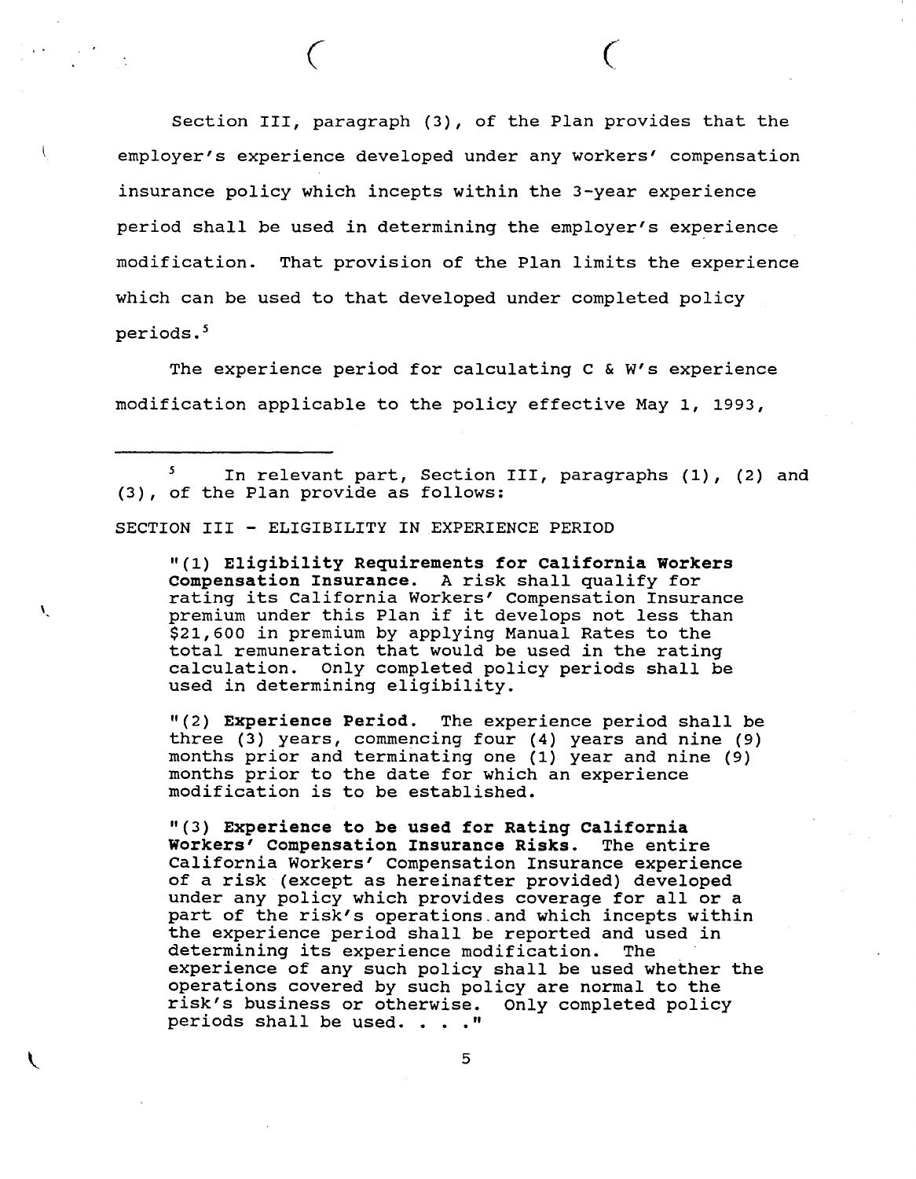Section III, paragraph (3), of the Plan provides that the employer's experience developed under any workers' compensation insurance policy which incepts within the 3-year experience period shall be used in determining the employer's experience modification. That provision of the Plan limits the experience which can be used to that developed under completed policy periods.[5]

The experience period for calculating C & W's experience modification applicable to the policy effective May 1, 1993,

---

[5] In relevant part, Section III, paragraphs (1), (2) and (3), of the Plan provide as follows:

SECTION III - ELIGIBILITY IN EXPERIENCE PERIOD

> "(1) **Eligibility Requirements for California Workers Compensation Insurance.** A risk shall qualify for rating its California Workers' Compensation Insurance premium under this Plan if it develops not less than $21,600 in premium by applying Manual Rates to the total remuneration that would be used in the rating calculation. Only completed policy periods shall be used in determining eligibility.
>
> "(2) **Experience Period.** The experience period shall be three (3) years, commencing four (4) years and nine (9) months prior and terminating one (1) year and nine (9) months prior to the date for which an experience modification is to be established.
>
> "(3) **Experience to be used for Rating California Workers' Compensation Insurance Risks.** The entire California Workers' Compensation Insurance experience of a risk (except as hereinafter provided) developed under any policy which provides coverage for all or a part of the risk's operations and which incepts within the experience period shall be reported and used in determining its experience modification. The experience of any such policy shall be used whether the operations covered by such policy are normal to the risk's business or otherwise. Only completed policy periods shall be used. . . ."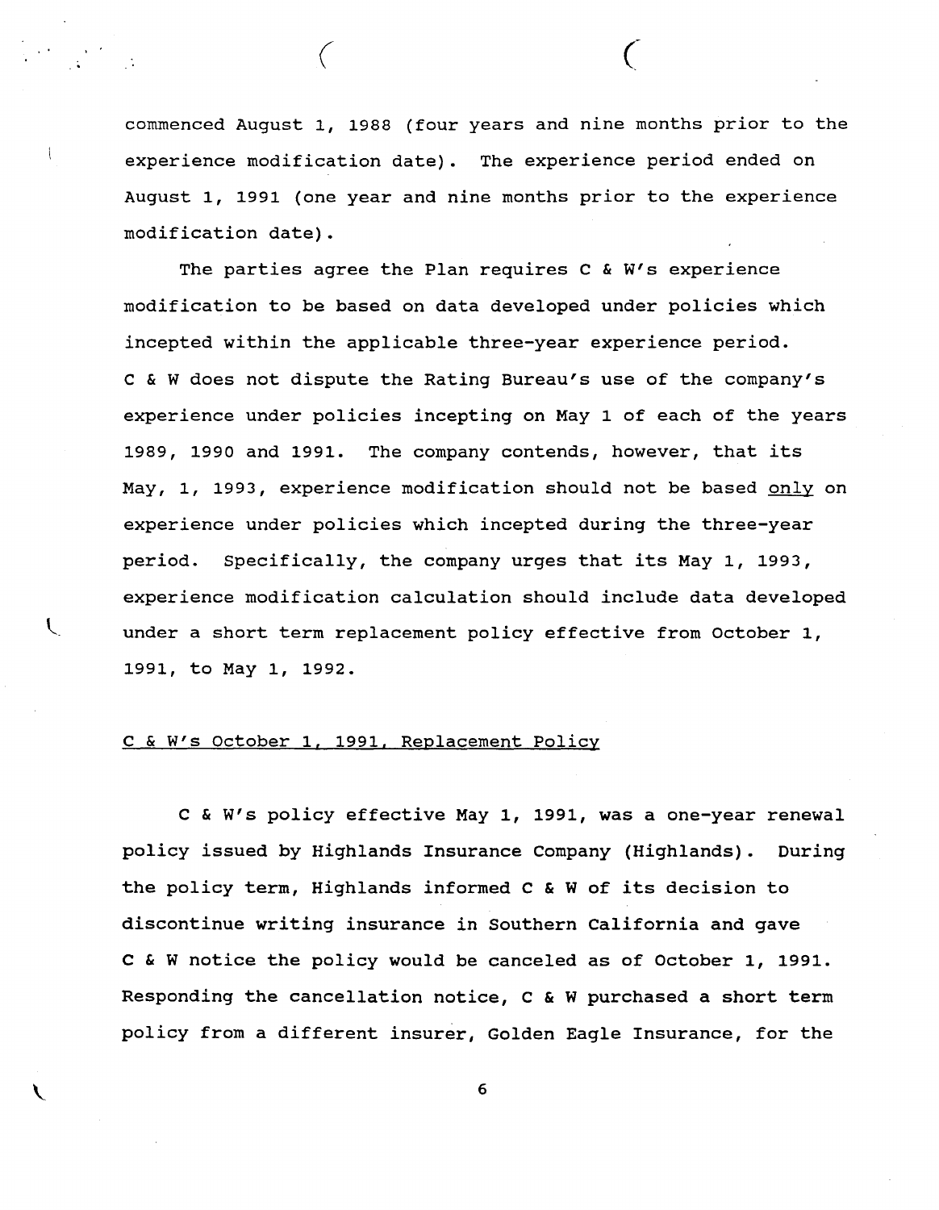commenced August 1, 1988 (four years and nine months prior to the experience modification date). The experience period ended on August 1, 1991 (one year and nine months prior to the experience modification date).

The parties agree the Plan requires C & W's experience modification to be based on data developed under policies which incepted within the applicable three-year experience period. C & W does not dispute the Rating Bureau's use of the company's experience under policies incepting on May 1 of each of the years 1989, 1990 and 1991. The company contends, however, that its May, 1, 1993, experience modification should not be based <u>only</u> on experience under policies which incepted during the three-year period. Specifically, the company urges that its May 1, 1993, experience modification calculation should include data developed under a short term replacement policy effective from October 1, 1991, to May 1, 1992.

<u>C & W's October 1, 1991, Replacement Policy</u>

C & W's policy effective May 1, 1991, was a one-year renewal policy issued by Highlands Insurance Company (Highlands). During the policy term, Highlands informed C & W of its decision to discontinue writing insurance in Southern California and gave C & W notice the policy would be canceled as of October 1, 1991. Responding the cancellation notice, C & W purchased a short term policy from a different insurer, Golden Eagle Insurance, for the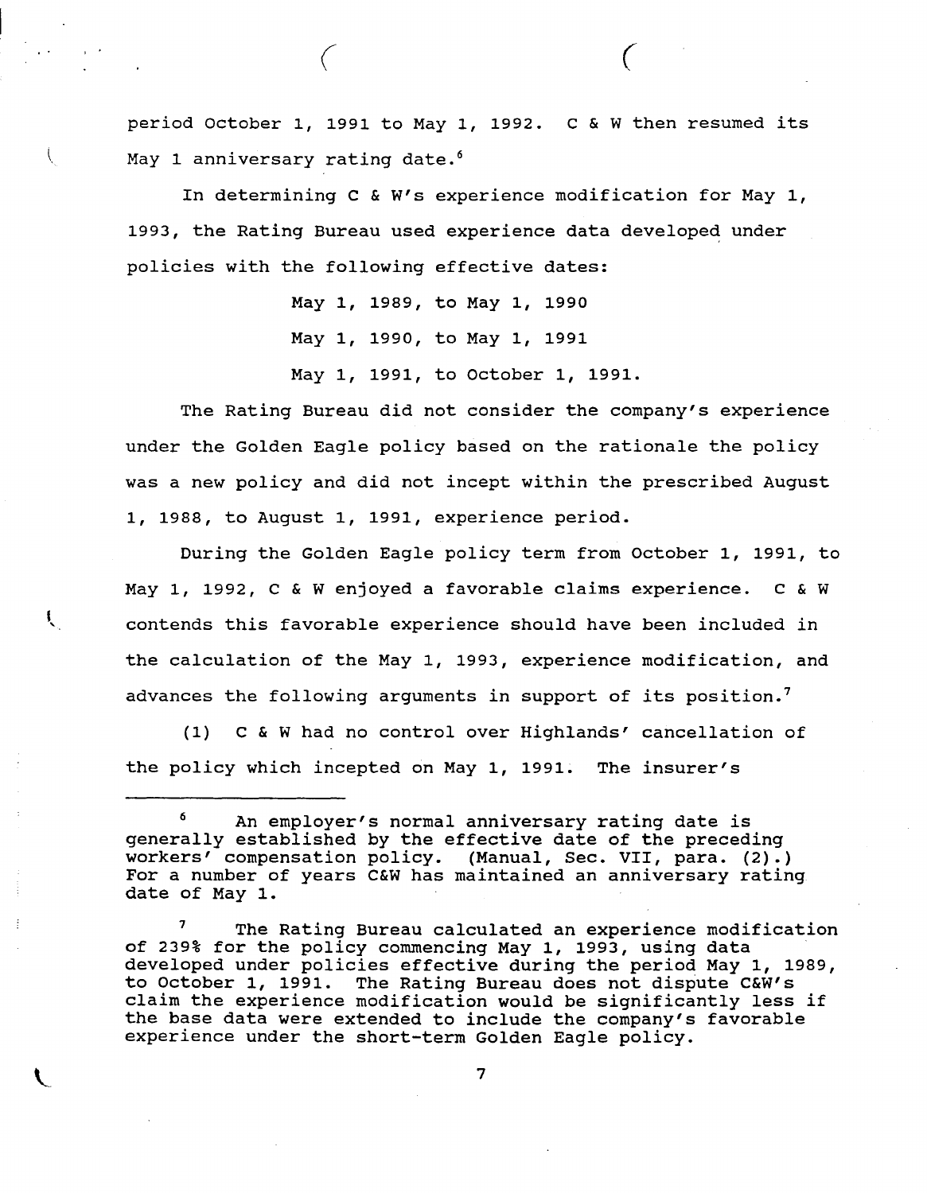period October 1, 1991 to May 1, 1992. C & W then resumed its May 1 anniversary rating date.[6]

In determining C & W's experience modification for May 1, 1993, the Rating Bureau used experience data developed under policies with the following effective dates:

May 1, 1989, to May 1, 1990

May 1, 1990, to May 1, 1991

May 1, 1991, to October 1, 1991.

The Rating Bureau did not consider the company's experience under the Golden Eagle policy based on the rationale the policy was a new policy and did not incept within the prescribed August 1, 1988, to August 1, 1991, experience period.

During the Golden Eagle policy term from October 1, 1991, to May 1, 1992, C & W enjoyed a favorable claims experience. C & W contends this favorable experience should have been included in the calculation of the May 1, 1993, experience modification, and advances the following arguments in support of its position.[7]

(1) C & W had no control over Highlands' cancellation of the policy which incepted on May 1, 1991. The insurer's

---

[6] An employer's normal anniversary rating date is generally established by the effective date of the preceding workers' compensation policy. (Manual, Sec. VII, para. (2).) For a number of years C&W has maintained an anniversary rating date of May 1.

[7] The Rating Bureau calculated an experience modification of 239% for the policy commencing May 1, 1993, using data developed under policies effective during the period May 1, 1989, to October 1, 1991. The Rating Bureau does not dispute C&W's claim the experience modification would be significantly less if the base data were extended to include the company's favorable experience under the short-term Golden Eagle policy.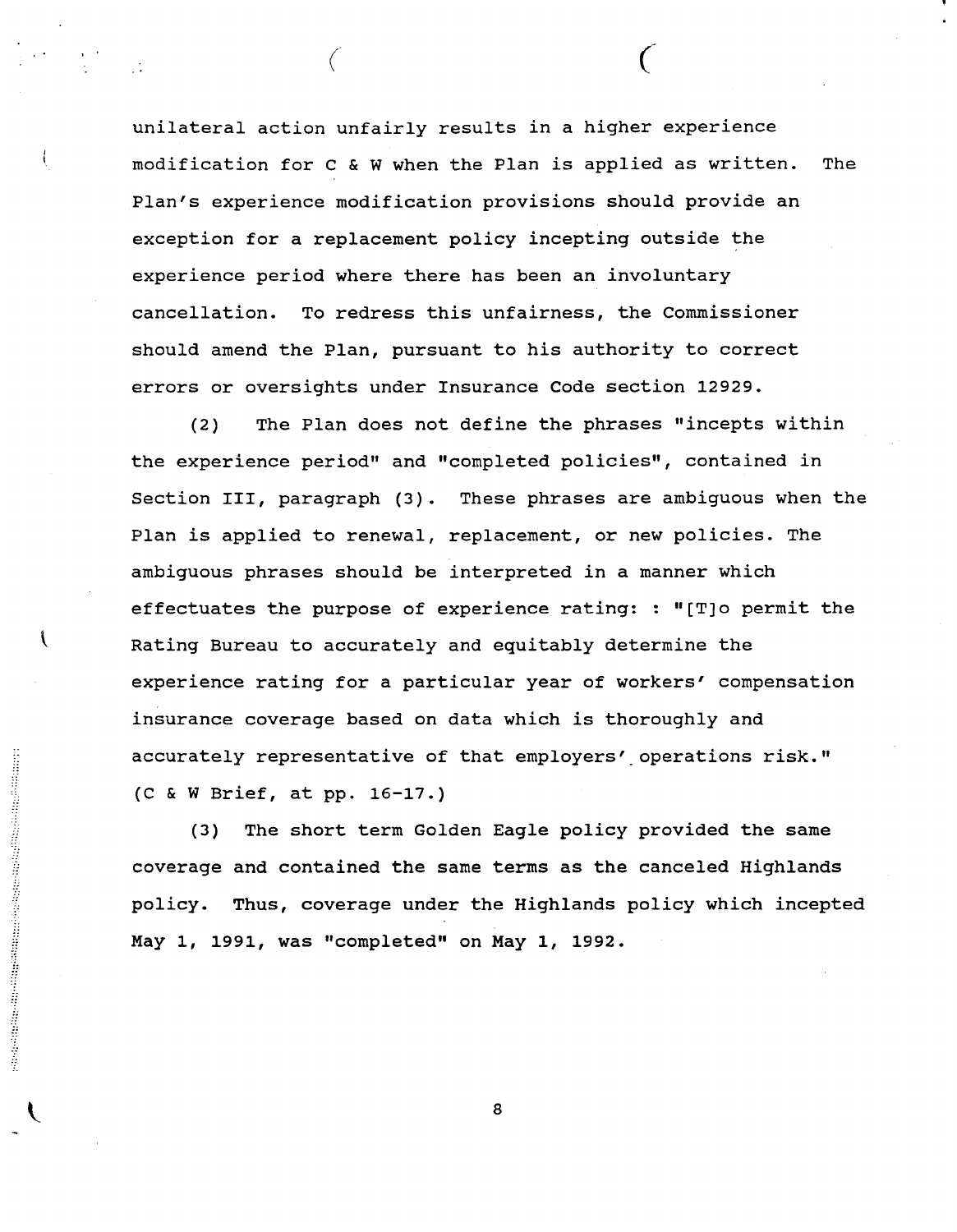unilateral action unfairly results in a higher experience modification for C & W when the Plan is applied as written. The Plan's experience modification provisions should provide an exception for a replacement policy incepting outside the experience period where there has been an involuntary cancellation. To redress this unfairness, the Commissioner should amend the Plan, pursuant to his authority to correct errors or oversights under Insurance Code section 12929.

(2) The Plan does not define the phrases "incepts within the experience period" and "completed policies", contained in Section III, paragraph (3). These phrases are ambiguous when the Plan is applied to renewal, replacement, or new policies. The ambiguous phrases should be interpreted in a manner which effectuates the purpose of experience rating: : "[T]o permit the Rating Bureau to accurately and equitably determine the experience rating for a particular year of workers' compensation insurance coverage based on data which is thoroughly and accurately representative of that employers' operations risk." (C & W Brief, at pp. 16-17.)

(3) The short term Golden Eagle policy provided the same coverage and contained the same terms as the canceled Highlands policy. Thus, coverage under the Highlands policy which incepted May 1, 1991, was "completed" on May 1, 1992.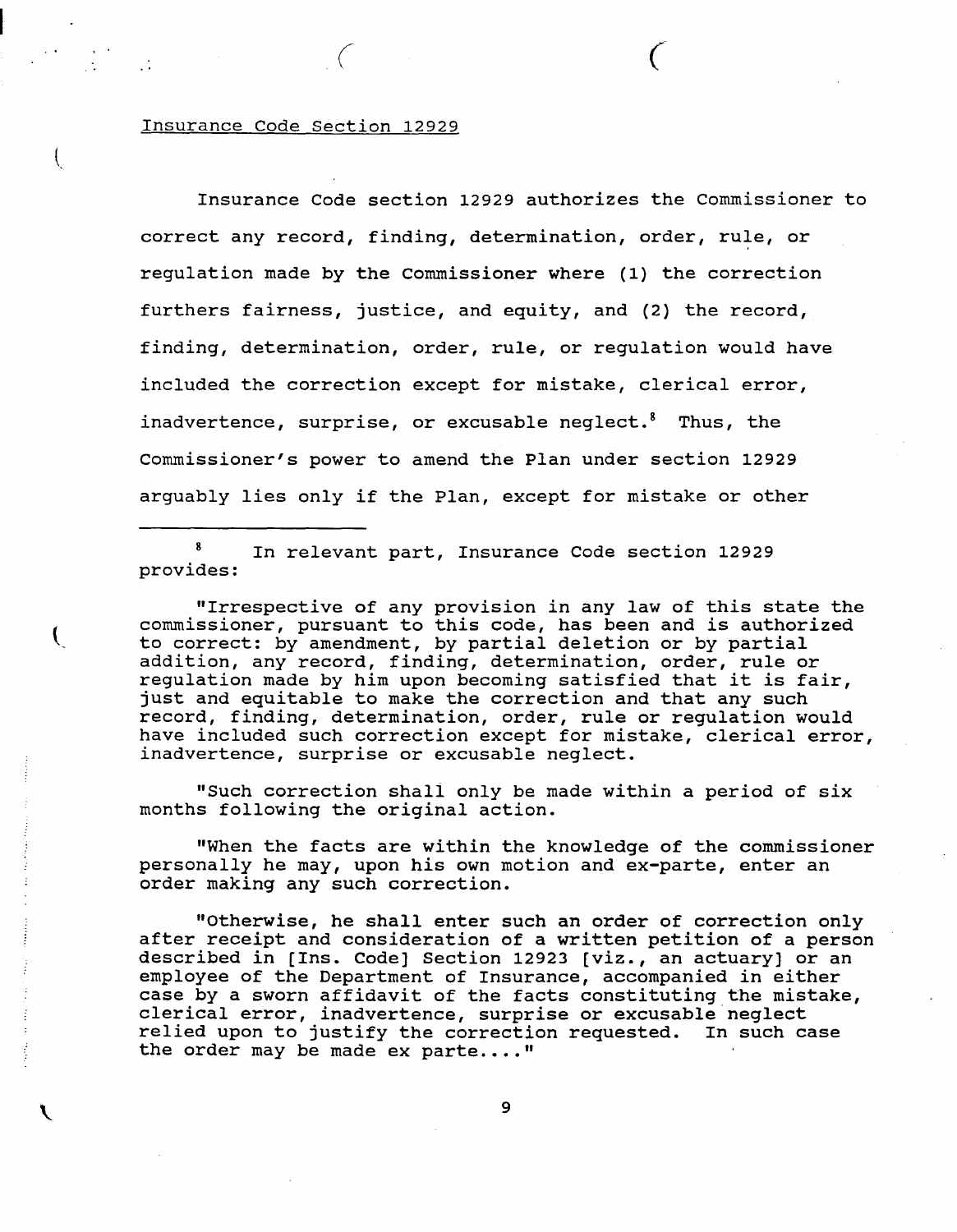Insurance Code Section 12929

Insurance Code section 12929 authorizes the Commissioner to correct any record, finding, determination, order, rule, or regulation made by the Commissioner where (1) the correction furthers fairness, justice, and equity, and (2) the record, finding, determination, order, rule, or regulation would have included the correction except for mistake, clerical error, inadvertence, surprise, or excusable neglect.[8] Thus, the Commissioner's power to amend the Plan under section 12929 arguably lies only if the Plan, except for mistake or other

---

[8] In relevant part, Insurance Code section 12929 provides:

"Irrespective of any provision in any law of this state the commissioner, pursuant to this code, has been and is authorized to correct: by amendment, by partial deletion or by partial addition, any record, finding, determination, order, rule or regulation made by him upon becoming satisfied that it is fair, just and equitable to make the correction and that any such record, finding, determination, order, rule or regulation would have included such correction except for mistake, clerical error, inadvertence, surprise or excusable neglect.

"Such correction shall only be made within a period of six months following the original action.

"When the facts are within the knowledge of the commissioner personally he may, upon his own motion and ex-parte, enter an order making any such correction.

"Otherwise, he shall enter such an order of correction only after receipt and consideration of a written petition of a person described in [Ins. Code] Section 12923 [viz., an actuary] or an employee of the Department of Insurance, accompanied in either case by a sworn affidavit of the facts constituting the mistake, clerical error, inadvertence, surprise or excusable neglect relied upon to justify the correction requested. In such case the order may be made ex parte...."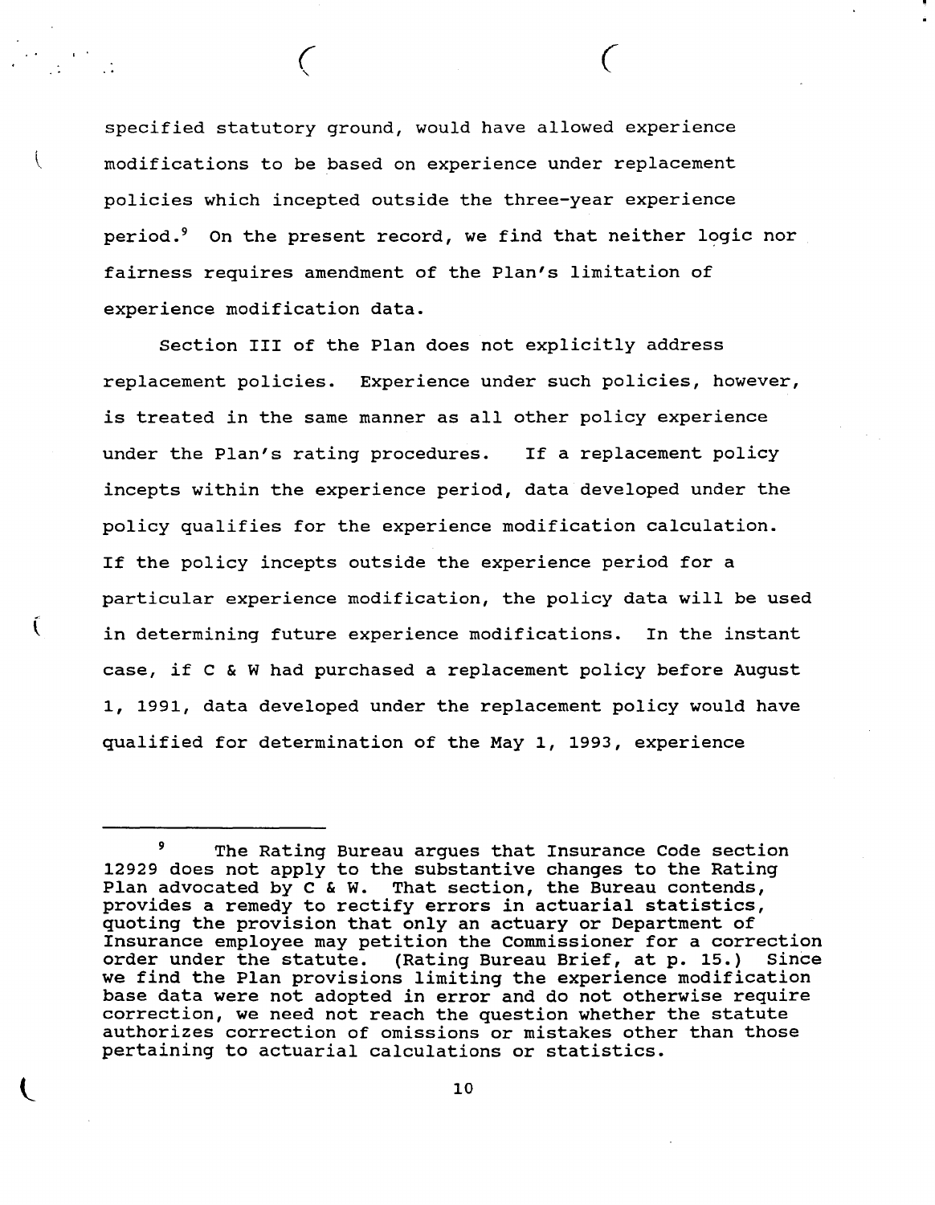specified statutory ground, would have allowed experience modifications to be based on experience under replacement policies which incepted outside the three-year experience period.[9] On the present record, we find that neither logic nor fairness requires amendment of the Plan's limitation of experience modification data.

Section III of the Plan does not explicitly address replacement policies. Experience under such policies, however, is treated in the same manner as all other policy experience under the Plan's rating procedures. If a replacement policy incepts within the experience period, data developed under the policy qualifies for the experience modification calculation. If the policy incepts outside the experience period for a particular experience modification, the policy data will be used in determining future experience modifications. In the instant case, if C & W had purchased a replacement policy before August 1, 1991, data developed under the replacement policy would have qualified for determination of the May 1, 1993, experience

---

[9] The Rating Bureau argues that Insurance Code section 12929 does not apply to the substantive changes to the Rating Plan advocated by C & W. That section, the Bureau contends, provides a remedy to rectify errors in actuarial statistics, quoting the provision that only an actuary or Department of Insurance employee may petition the Commissioner for a correction order under the statute. (Rating Bureau Brief, at p. 15.) Since we find the Plan provisions limiting the experience modification base data were not adopted in error and do not otherwise require correction, we need not reach the question whether the statute authorizes correction of omissions or mistakes other than those pertaining to actuarial calculations or statistics.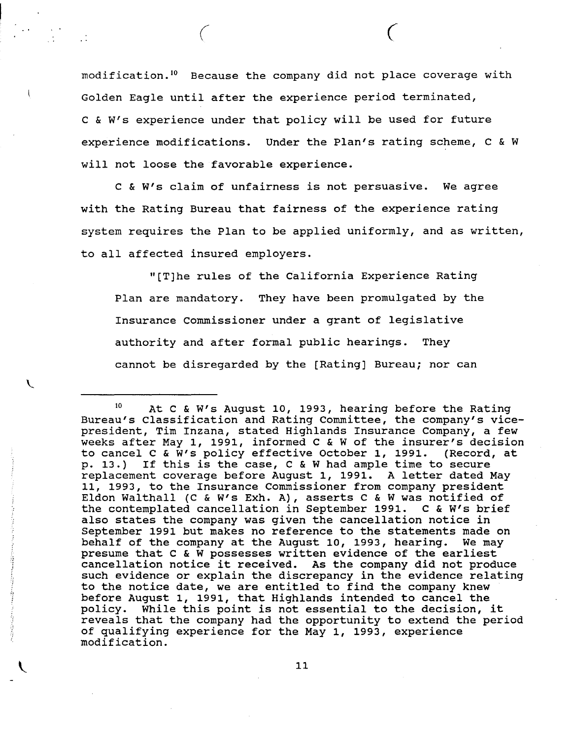modification.[10] Because the company did not place coverage with Golden Eagle until after the experience period terminated, C & W's experience under that policy will be used for future experience modifications. Under the Plan's rating scheme, C & W will not loose the favorable experience.

C & W's claim of unfairness is not persuasive. We agree with the Rating Bureau that fairness of the experience rating system requires the Plan to be applied uniformly, and as written, to all affected insured employers.

> "[T]he rules of the California Experience Rating Plan are mandatory. They have been promulgated by the Insurance Commissioner under a grant of legislative authority and after formal public hearings. They cannot be disregarded by the [Rating] Bureau; nor can

---

[10] At C & W's August 10, 1993, hearing before the Rating Bureau's Classification and Rating Committee, the company's vice-president, Tim Inzana, stated Highlands Insurance Company, a few weeks after May 1, 1991, informed C & W of the insurer's decision to cancel C & W's policy effective October 1, 1991. (Record, at p. 13.) If this is the case, C & W had ample time to secure replacement coverage before August 1, 1991. A letter dated May 11, 1993, to the Insurance Commissioner from company president Eldon Walthall (C & W's Exh. A), asserts C & W was notified of the contemplated cancellation in September 1991. C & W's brief also states the company was given the cancellation notice in September 1991 but makes no reference to the statements made on behalf of the company at the August 10, 1993, hearing. We may presume that C & W possesses written evidence of the earliest cancellation notice it received. As the company did not produce such evidence or explain the discrepancy in the evidence relating to the notice date, we are entitled to find the company knew before August 1, 1991, that Highlands intended to cancel the policy. While this point is not essential to the decision, it reveals that the company had the opportunity to extend the period of qualifying experience for the May 1, 1993, experience modification.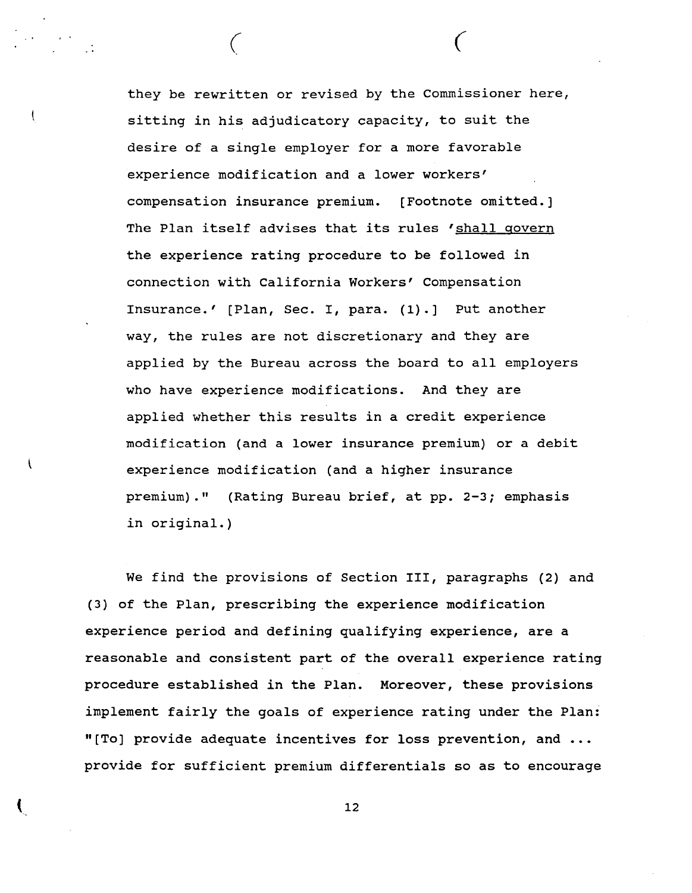they be rewritten or revised by the Commissioner here, sitting in his adjudicatory capacity, to suit the desire of a single employer for a more favorable experience modification and a lower workers' compensation insurance premium. [Footnote omitted.] The Plan itself advises that its rules '<u>shall govern</u> the experience rating procedure to be followed in connection with California Workers' Compensation Insurance.' [Plan, Sec. I, para. (1).] Put another way, the rules are not discretionary and they are applied by the Bureau across the board to all employers who have experience modifications. And they are applied whether this results in a credit experience modification (and a lower insurance premium) or a debit experience modification (and a higher insurance premium)." (Rating Bureau brief, at pp. 2-3; emphasis in original.)

We find the provisions of Section III, paragraphs (2) and (3) of the Plan, prescribing the experience modification experience period and defining qualifying experience, are a reasonable and consistent part of the overall experience rating procedure established in the Plan. Moreover, these provisions implement fairly the goals of experience rating under the Plan: "[To] provide adequate incentives for loss prevention, and ... provide for sufficient premium differentials so as to encourage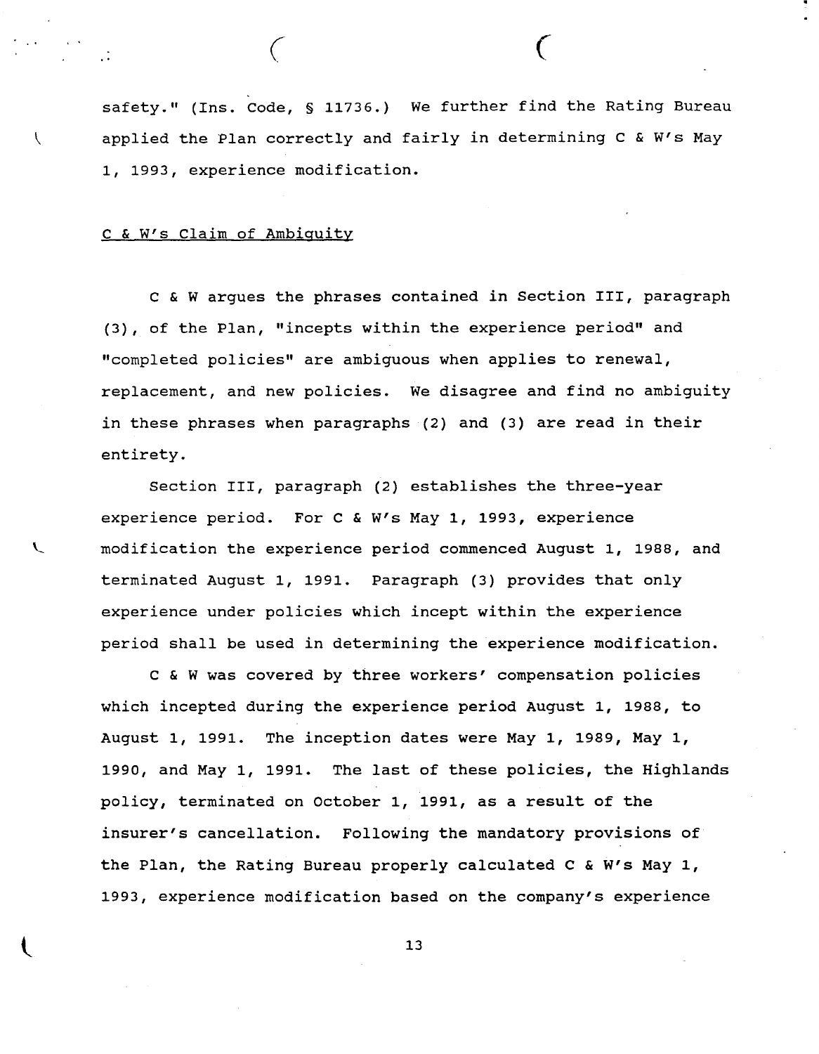safety." (Ins. Code, § 11736.) We further find the Rating Bureau applied the Plan correctly and fairly in determining C & W's May 1, 1993, experience modification.

C & W's Claim of Ambiguity

C & W argues the phrases contained in Section III, paragraph (3), of the Plan, "incepts within the experience period" and "completed policies" are ambiguous when applies to renewal, replacement, and new policies. We disagree and find no ambiguity in these phrases when paragraphs (2) and (3) are read in their entirety.

Section III, paragraph (2) establishes the three-year experience period. For C & W's May 1, 1993, experience modification the experience period commenced August 1, 1988, and terminated August 1, 1991. Paragraph (3) provides that only experience under policies which incept within the experience period shall be used in determining the experience modification.

C & W was covered by three workers' compensation policies which incepted during the experience period August 1, 1988, to August 1, 1991. The inception dates were May 1, 1989, May 1, 1990, and May 1, 1991. The last of these policies, the Highlands policy, terminated on October 1, 1991, as a result of the insurer's cancellation. Following the mandatory provisions of the Plan, the Rating Bureau properly calculated C & W's May 1, 1993, experience modification based on the company's experience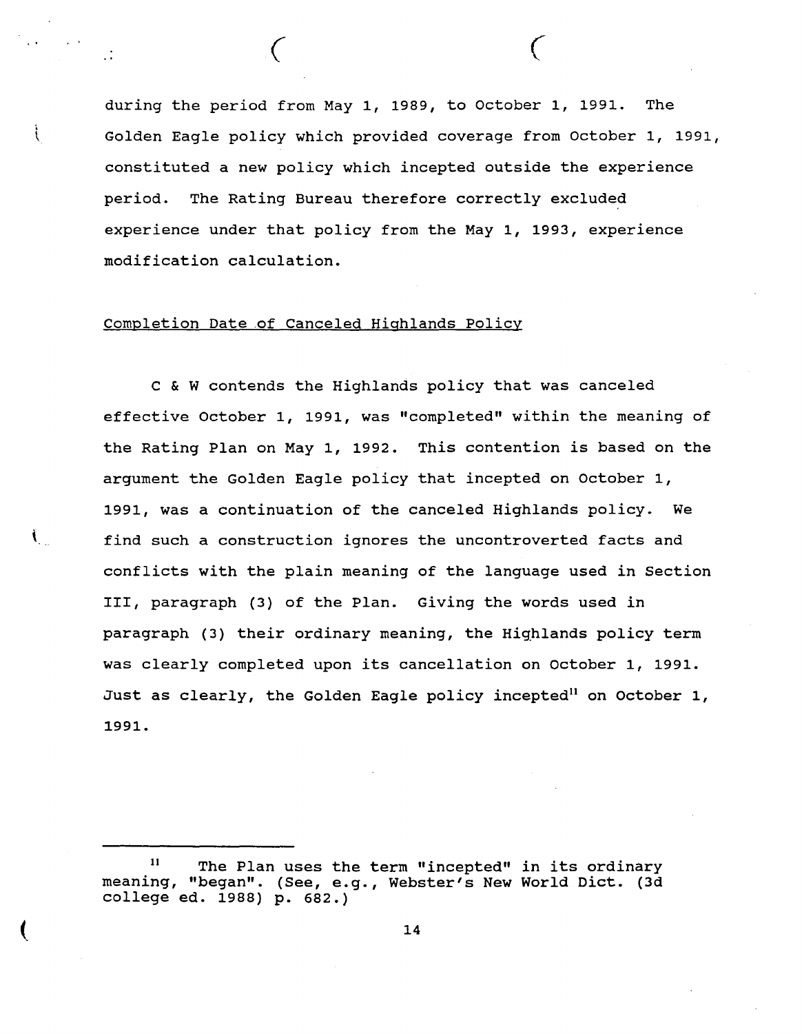during the period from May 1, 1989, to October 1, 1991. The Golden Eagle policy which provided coverage from October 1, 1991, constituted a new policy which incepted outside the experience period. The Rating Bureau therefore correctly excluded experience under that policy from the May 1, 1993, experience modification calculation.

Completion Date of Canceled Highlands Policy

C & W contends the Highlands policy that was canceled effective October 1, 1991, was "completed" within the meaning of the Rating Plan on May 1, 1992. This contention is based on the argument the Golden Eagle policy that incepted on October 1, 1991, was a continuation of the canceled Highlands policy. We find such a construction ignores the uncontroverted facts and conflicts with the plain meaning of the language used in Section III, paragraph (3) of the Plan. Giving the words used in paragraph (3) their ordinary meaning, the Highlands policy term was clearly completed upon its cancellation on October 1, 1991. Just as clearly, the Golden Eagle policy incepted[11] on October 1, 1991.

---

[11] The Plan uses the term "incepted" in its ordinary meaning, "began". (See, e.g., Webster's New World Dict. (3d college ed. 1988) p. 682.)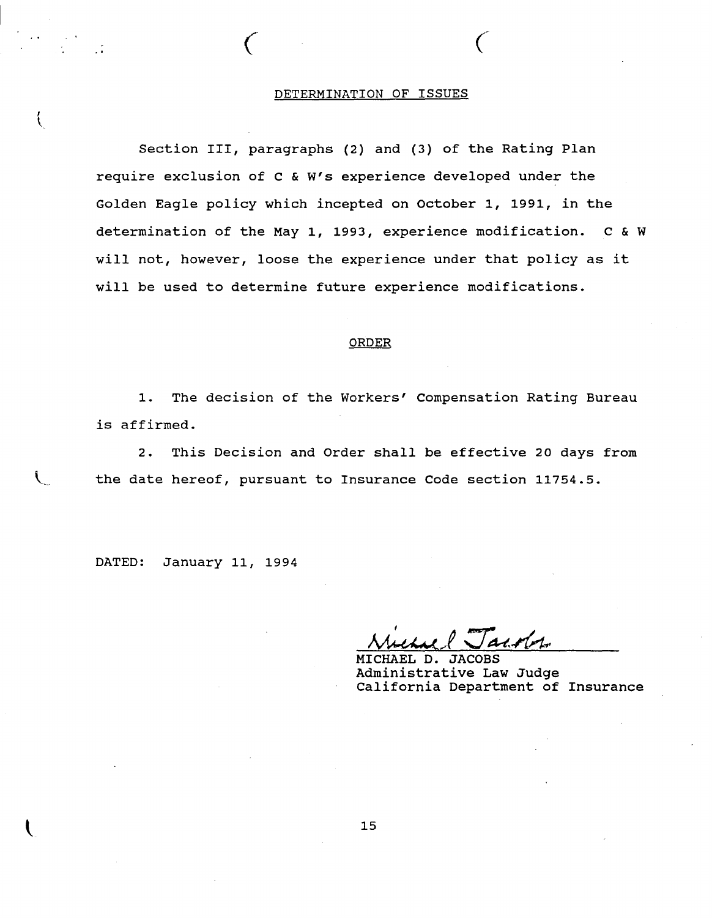## DETERMINATION OF ISSUES

Section III, paragraphs (2) and (3) of the Rating Plan require exclusion of C & W's experience developed under the Golden Eagle policy which incepted on October 1, 1991, in the determination of the May 1, 1993, experience modification. C & W will not, however, loose the experience under that policy as it will be used to determine future experience modifications.

## ORDER

1. The decision of the Workers' Compensation Rating Bureau is affirmed.

2. This Decision and Order shall be effective 20 days from the date hereof, pursuant to Insurance Code section 11754.5.

DATED: January 11, 1994

Michael Jacobs

MICHAEL D. JACOBS
Administrative Law Judge
California Department of Insurance